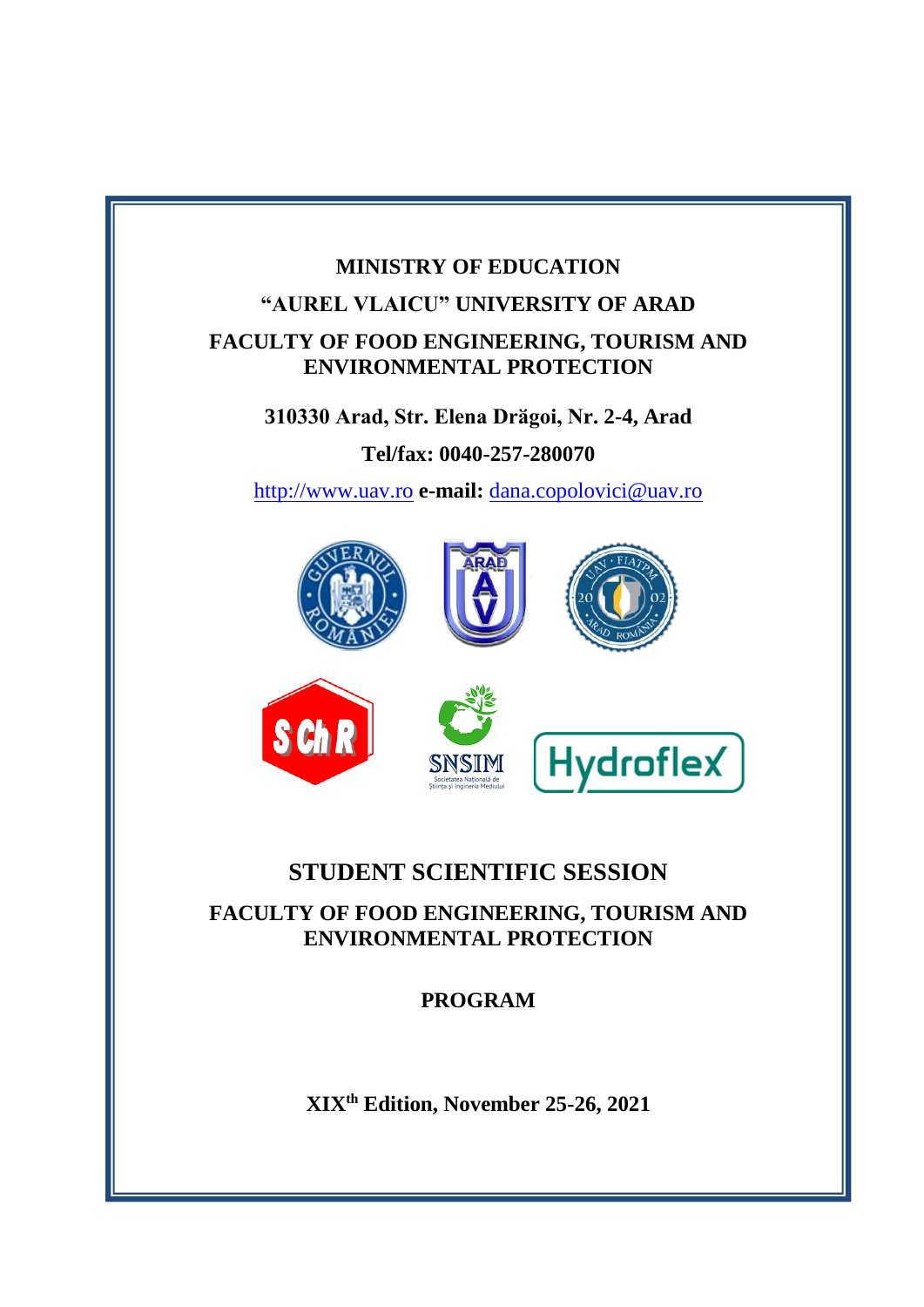**MINISTRY OF EDUCATION**

**"AUREL VLAICU" UNIVERSITY OF ARAD**

**FACULTY OF FOOD ENGINEERING, TOURISM AND ENVIRONMENTAL PROTECTION**

**310330 Arad, Str. Elena Drăgoi, Nr. 2-4, Arad**

**Tel/fax: 0040-257-280070**

http://www.uav.ro **e-mail:** dana.copolovici@uav.ro

# STUDENT SCIENTIFIC SESSION

## FACULTY OF FOOD ENGINEERING, TOURISM AND ENVIRONMENTAL PROTECTION

## PROGRAM

**XIX$^{th}$ Edition, November 25-26, 2021**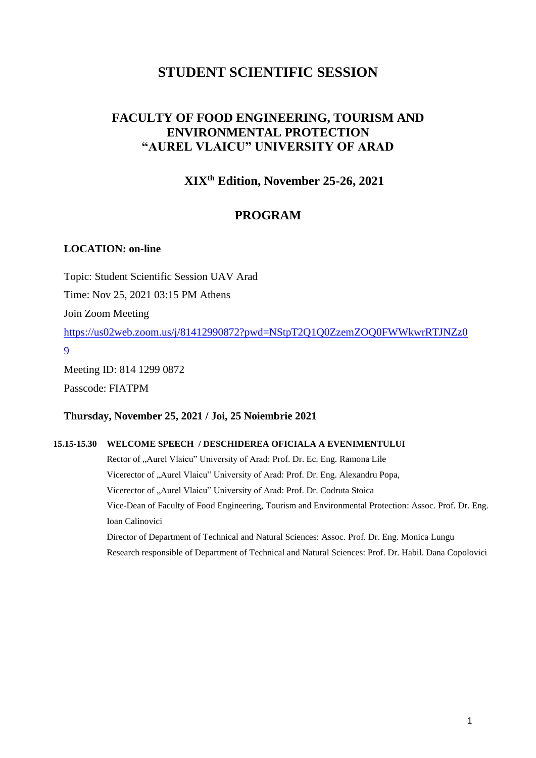# STUDENT SCIENTIFIC SESSION

## FACULTY OF FOOD ENGINEERING, TOURISM AND ENVIRONMENTAL PROTECTION "AUREL VLAICU" UNIVERSITY OF ARAD

### XIX[th] Edition, November 25-26, 2021

## PROGRAM

**LOCATION: on-line**

Topic: Student Scientific Session UAV Arad

Time: Nov 25, 2021 03:15 PM Athens

Join Zoom Meeting

https://us02web.zoom.us/j/81412990872?pwd=NStpT2Q1Q0ZzemZOQ0FWWkwrRTJNZz09

Meeting ID: 814 1299 0872

Passcode: FIATPM

**Thursday, November 25, 2021 / Joi, 25 Noiembrie 2021**

**15.15-15.30 WELCOME SPEECH / DESCHIDEREA OFICIALA A EVENIMENTULUI**

Rector of „Aurel Vlaicu" University of Arad: Prof. Dr. Ec. Eng. Ramona Lile

Vicerector of „Aurel Vlaicu" University of Arad: Prof. Dr. Eng. Alexandru Popa,

Vicerector of „Aurel Vlaicu" University of Arad: Prof. Dr. Codruta Stoica

Vice-Dean of Faculty of Food Engineering, Tourism and Environmental Protection: Assoc. Prof. Dr. Eng. Ioan Calinovici

Director of Department of Technical and Natural Sciences: Assoc. Prof. Dr. Eng. Monica Lungu

Research responsible of Department of Technical and Natural Sciences: Prof. Dr. Habil. Dana Copolovici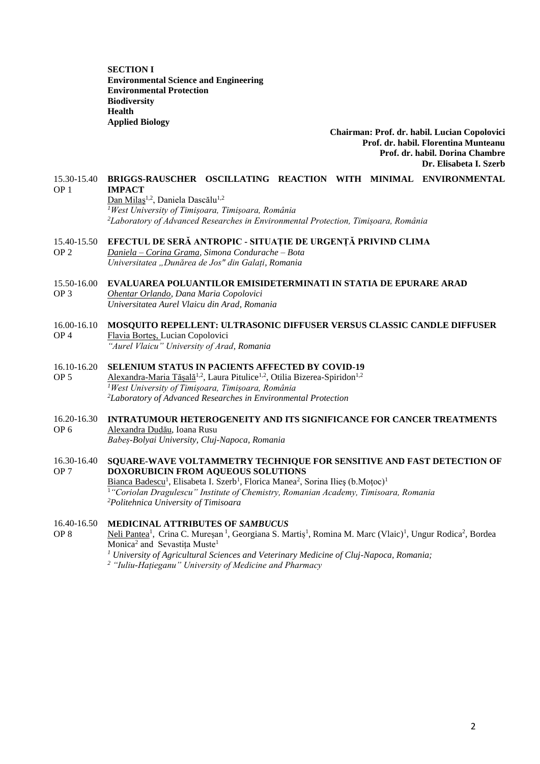**SECTION I**
**Environmental Science and Engineering**
**Environmental Protection**
**Biodiversity**
**Health**
**Applied Biology**

**Chairman: Prof. dr. habil. Lucian Copolovici**
**Prof. dr. habil. Florentina Munteanu**
**Prof. dr. habil. Dorina Chambre**
**Dr. Elisabeta I. Szerb**

15.30-15.40
OP 1
**BRIGGS-RAUSCHER OSCILLATING REACTION WITH MINIMAL ENVIRONMENTAL IMPACT**
Dan Milaș[1,2], Daniela Dascălu[1,2]
[1]*West University of Timișoara, Timișoara, România*
[2]*Laboratory of Advanced Researches in Environmental Protection, Timișoara, România*

15.40-15.50
OP 2
**EFECTUL DE SERĂ ANTROPIC - SITUAȚIE DE URGENȚĂ PRIVIND CLIMA**
*Daniela – Corina Grama, Simona Condurache – Bota*
*Universitatea „Dunărea de Jos" din Galați, Romania*

15.50-16.00
OP 3
**EVALUAREA POLUANTILOR EMISIDETERMINATI IN STATIA DE EPURARE ARAD**
*Ohentar Orlando, Dana Maria Copolovici*
*Universitatea Aurel Vlaicu din Arad, Romania*

16.00-16.10
OP 4
**MOSQUITO REPELLENT: ULTRASONIC DIFFUSER VERSUS CLASSIC CANDLE DIFFUSER**
Flavia Borteş, Lucian Copolovici
*"Aurel Vlaicu" University of Arad, Romania*

16.10-16.20
OP 5
**SELENIUM STATUS IN PACIENTS AFFECTED BY COVID-19**
Alexandra-Maria Tășală[1,2], Laura Pitulice[1,2], Otilia Bizerea-Spiridon[1,2]
[1]*West University of Timișoara, Timișoara, România*
[2]*Laboratory of Advanced Researches in Environmental Protection*

16.20-16.30
OP 6
**INTRATUMOUR HETEROGENEITY AND ITS SIGNIFICANCE FOR CANCER TREATMENTS**
Alexandra Dudău, Ioana Rusu
*Babeș-Bolyai University, Cluj-Napoca, Romania*

16.30-16.40
OP 7
**SQUARE-WAVE VOLTAMMETRY TECHNIQUE FOR SENSITIVE AND FAST DETECTION OF DOXORUBICIN FROM AQUEOUS SOLUTIONS**
Bianca Badescu[1], Elisabeta I. Szerb[1], Florica Manea[2], Sorina Ilieș (b.Moțoc)[1]
[1]*"Coriolan Dragulescu" Institute of Chemistry, Romanian Academy, Timisoara, Romania*
[2]*Politehnica University of Timisoara*

16.40-16.50
OP 8
**MEDICINAL ATTRIBUTES OF *SAMBUCUS***
Neli Pantea[1], Crina C. Mureșan [1], Georgiana S. Martiș[1], Romina M. Marc (Vlaic)[1], Ungur Rodica[2], Bordea Monica[2] and Sevastița Muste[1]
[1] *University of Agricultural Sciences and Veterinary Medicine of Cluj-Napoca, Romania;*
[2] *"Iuliu-Hațieganu" University of Medicine and Pharmacy*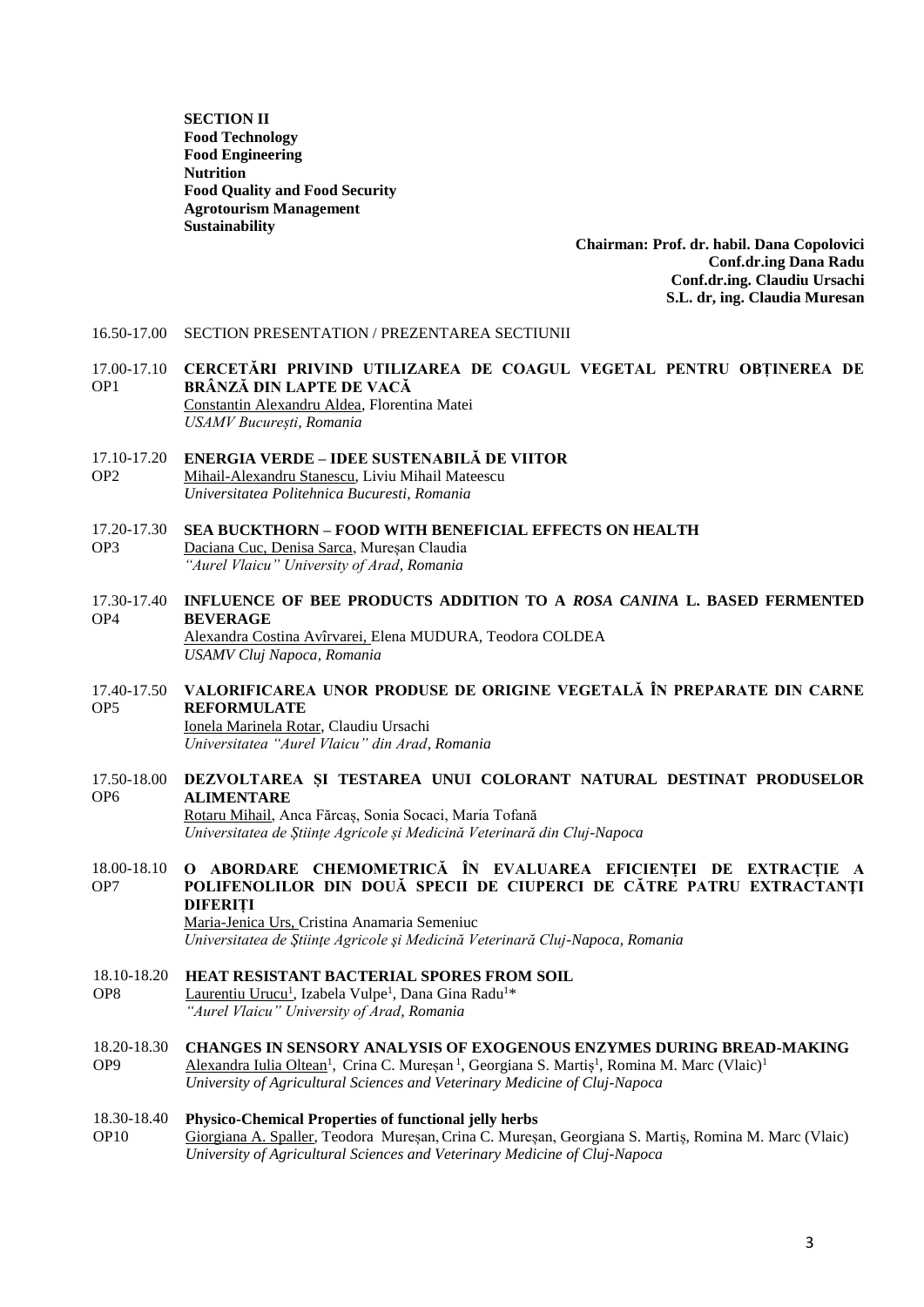**SECTION II**
**Food Technology**
**Food Engineering**
**Nutrition**
**Food Quality and Food Security**
**Agrotourism Management**
**Sustainability**

**Chairman: Prof. dr. habil. Dana Copolovici**
**Conf.dr.ing Dana Radu**
**Conf.dr.ing. Claudiu Ursachi**
**S.L. dr, ing. Claudia Muresan**

16.50-17.00 SECTION PRESENTATION / PREZENTAREA SECTIUNII

17.00-17.10 OP1
**CERCETĂRI PRIVIND UTILIZAREA DE COAGUL VEGETAL PENTRU OBȚINEREA DE BRÂNZĂ DIN LAPTE DE VACĂ**
Constantin Alexandru Aldea, Florentina Matei
*USAMV București, Romania*

17.10-17.20 OP2
**ENERGIA VERDE – IDEE SUSTENABILĂ DE VIITOR**
Mihail-Alexandru Stanescu, Liviu Mihail Mateescu
*Universitatea Politehnica Bucuresti, Romania*

17.20-17.30 OP3
**SEA BUCKTHORN – FOOD WITH BENEFICIAL EFFECTS ON HEALTH**
Daciana Cuc, Denisa Sarca, Mureșan Claudia
*"Aurel Vlaicu" University of Arad, Romania*

17.30-17.40 OP4
**INFLUENCE OF BEE PRODUCTS ADDITION TO A *ROSA CANINA* L. BASED FERMENTED BEVERAGE**
Alexandra Costina Avîrvarei, Elena MUDURA, Teodora COLDEA
*USAMV Cluj Napoca, Romania*

17.40-17.50 OP5
**VALORIFICAREA UNOR PRODUSE DE ORIGINE VEGETALĂ ÎN PREPARATE DIN CARNE REFORMULATE**
Ionela Marinela Rotar, Claudiu Ursachi
*Universitatea "Aurel Vlaicu" din Arad, Romania*

17.50-18.00 OP6
**DEZVOLTAREA ȘI TESTAREA UNUI COLORANT NATURAL DESTINAT PRODUSELOR ALIMENTARE**
Rotaru Mihail, Anca Fărcaș, Sonia Socaci, Maria Tofană
*Universitatea de Științe Agricole și Medicină Veterinară din Cluj-Napoca*

18.00-18.10 OP7
**O ABORDARE CHEMOMETRICĂ ÎN EVALUAREA EFICIENȚEI DE EXTRACȚIE A POLIFENOLILOR DIN DOUĂ SPECII DE CIUPERCI DE CĂTRE PATRU EXTRACTANȚI DIFERIȚI**
Maria-Jenica Urs, Cristina Anamaria Semeniuc
*Universitatea de Științe Agricole și Medicină Veterinară Cluj-Napoca, Romania*

18.10-18.20 OP8
**HEAT RESISTANT BACTERIAL SPORES FROM SOIL**
Laurentiu Urucu[1], Izabela Vulpe[1], Dana Gina Radu[1]*
*"Aurel Vlaicu" University of Arad, Romania*

18.20-18.30 OP9
**CHANGES IN SENSORY ANALYSIS OF EXOGENOUS ENZYMES DURING BREAD-MAKING**
Alexandra Iulia Oltean[1], Crina C. Mureșan [1], Georgiana S. Martiș[1], Romina M. Marc (Vlaic)[1]
*University of Agricultural Sciences and Veterinary Medicine of Cluj-Napoca*

18.30-18.40 OP10
**Physico-Chemical Properties of functional jelly herbs**
Giorgiana A. Spaller, Teodora Mureșan, Crina C. Mureșan, Georgiana S. Martiș, Romina M. Marc (Vlaic)
*University of Agricultural Sciences and Veterinary Medicine of Cluj-Napoca*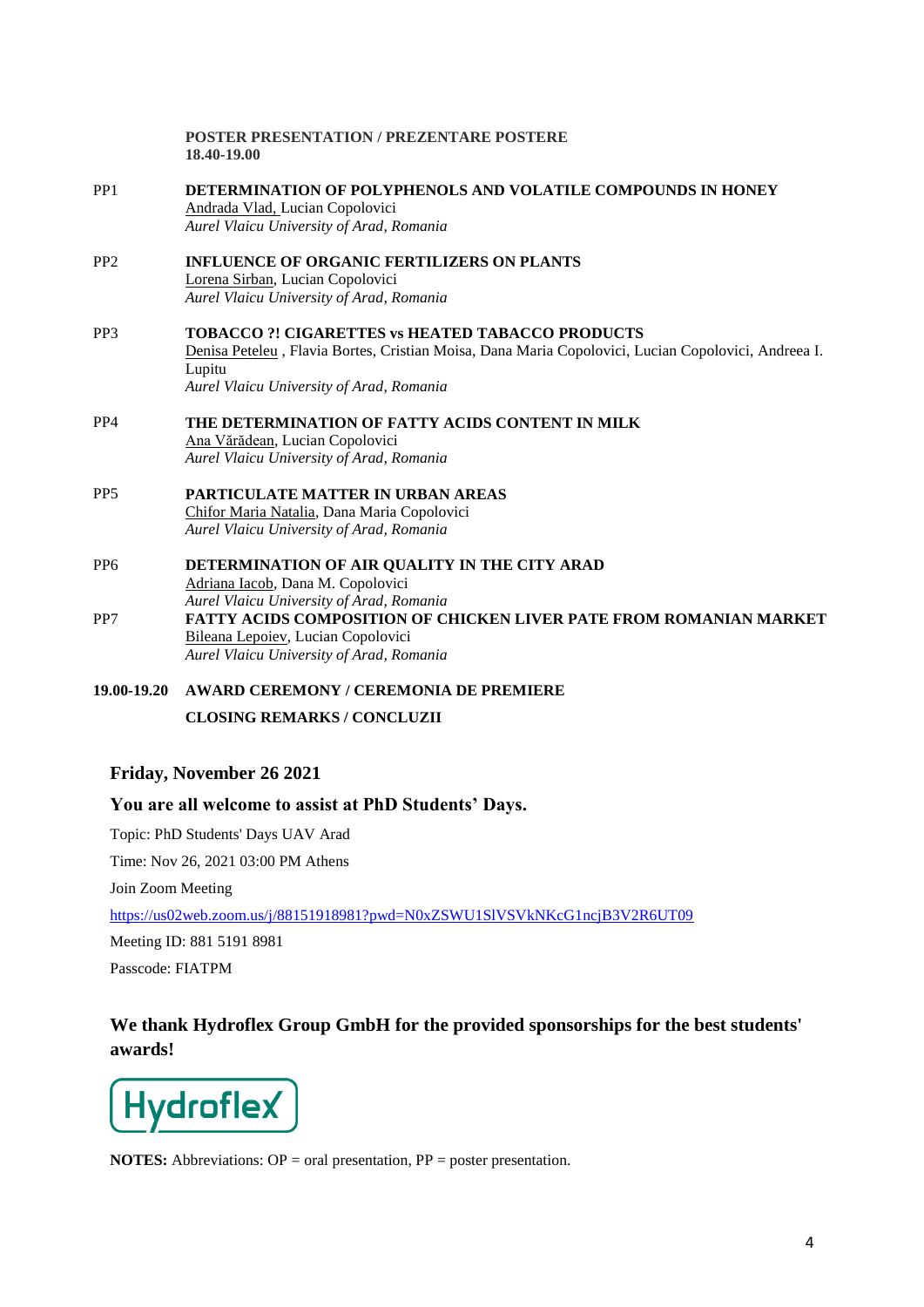**POSTER PRESENTATION / PREZENTARE POSTERE**
**18.40-19.00**

PP1 **DETERMINATION OF POLYPHENOLS AND VOLATILE COMPOUNDS IN HONEY**
Andrada Vlad, Lucian Copolovici
*Aurel Vlaicu University of Arad, Romania*

PP2 **INFLUENCE OF ORGANIC FERTILIZERS ON PLANTS**
Lorena Sirban, Lucian Copolovici
*Aurel Vlaicu University of Arad, Romania*

PP3 **TOBACCO ?! CIGARETTES vs HEATED TABACCO PRODUCTS**
Denisa Peteleu , Flavia Bortes, Cristian Moisa, Dana Maria Copolovici, Lucian Copolovici, Andreea I. Lupitu
*Aurel Vlaicu University of Arad, Romania*

PP4 **THE DETERMINATION OF FATTY ACIDS CONTENT IN MILK**
Ana Vărădean, Lucian Copolovici
*Aurel Vlaicu University of Arad, Romania*

PP5 **PARTICULATE MATTER IN URBAN AREAS**
Chifor Maria Natalia, Dana Maria Copolovici
*Aurel Vlaicu University of Arad, Romania*

PP6 **DETERMINATION OF AIR QUALITY IN THE CITY ARAD**
Adriana Iacob, Dana M. Copolovici
*Aurel Vlaicu University of Arad, Romania*

PP7 **FATTY ACIDS COMPOSITION OF CHICKEN LIVER PATE FROM ROMANIAN MARKET**
Bileana Lepoiev, Lucian Copolovici
*Aurel Vlaicu University of Arad, Romania*

**19.00-19.20 AWARD CEREMONY / CEREMONIA DE PREMIERE**

**CLOSING REMARKS / CONCLUZII**

**Friday, November 26 2021**

**You are all welcome to assist at PhD Students' Days.**

Topic: PhD Students' Days UAV Arad

Time: Nov 26, 2021 03:00 PM Athens

Join Zoom Meeting

https://us02web.zoom.us/j/88151918981?pwd=N0xZSWU1SlVSVkNKcG1ncjB3V2R6UT09

Meeting ID: 881 5191 8981

Passcode: FIATPM

**We thank Hydroflex Group GmbH for the provided sponsorships for the best students' awards!**

Hydroflex

**NOTES:** Abbreviations: OP = oral presentation, PP = poster presentation.